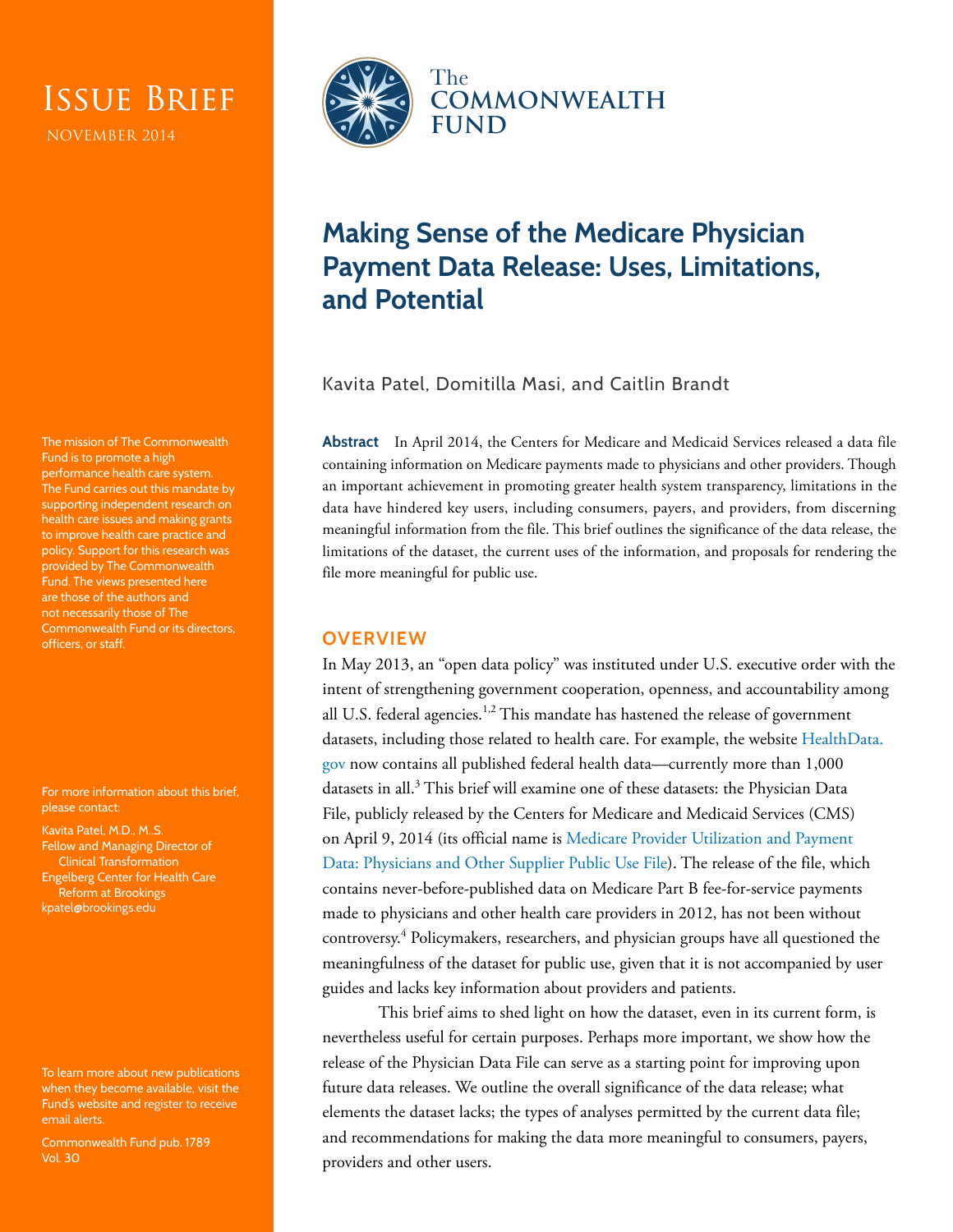Issue Brief

November 2014

The Commonwealth Fund

# Making Sense of the Medicare Physician Payment Data Release: Uses, Limitations, and Potential

Kavita Patel, Domitilla Masi, and Caitlin Brandt

**Abstract** In April 2014, the Centers for Medicare and Medicaid Services released a data file containing information on Medicare payments made to physicians and other providers. Though an important achievement in promoting greater health system transparency, limitations in the data have hindered key users, including consumers, payers, and providers, from discerning meaningful information from the file. This brief outlines the significance of the data release, the limitations of the dataset, the current uses of the information, and proposals for rendering the file more meaningful for public use.

## OVERVIEW

In May 2013, an "open data policy" was instituted under U.S. executive order with the intent of strengthening government cooperation, openness, and accountability among all U.S. federal agencies.[1,2] This mandate has hastened the release of government datasets, including those related to health care. For example, the website HealthData.gov now contains all published federal health data—currently more than 1,000 datasets in all.[3] This brief will examine one of these datasets: the Physician Data File, publicly released by the Centers for Medicare and Medicaid Services (CMS) on April 9, 2014 (its official name is Medicare Provider Utilization and Payment Data: Physicians and Other Supplier Public Use File). The release of the file, which contains never-before-published data on Medicare Part B fee-for-service payments made to physicians and other health care providers in 2012, has not been without controversy.[4] Policymakers, researchers, and physician groups have all questioned the meaningfulness of the dataset for public use, given that it is not accompanied by user guides and lacks key information about providers and patients.

This brief aims to shed light on how the dataset, even in its current form, is nevertheless useful for certain purposes. Perhaps more important, we show how the release of the Physician Data File can serve as a starting point for improving upon future data releases. We outline the overall significance of the data release; what elements the dataset lacks; the types of analyses permitted by the current data file; and recommendations for making the data more meaningful to consumers, payers, providers and other users.

The mission of The Commonwealth Fund is to promote a high performance health care system. The Fund carries out this mandate by supporting independent research on health care issues and making grants to improve health care practice and policy. Support for this research was provided by The Commonwealth Fund. The views presented here are those of the authors and not necessarily those of The Commonwealth Fund or its directors, officers, or staff.

For more information about this brief, please contact:

Kavita Patel, M.D., M.S.
Fellow and Managing Director of Clinical Transformation
Engelberg Center for Health Care Reform at Brookings
kpatel@brookings.edu

To learn more about new publications when they become available, visit the Fund's website and register to receive email alerts.

Commonwealth Fund pub. 1789
Vol. 30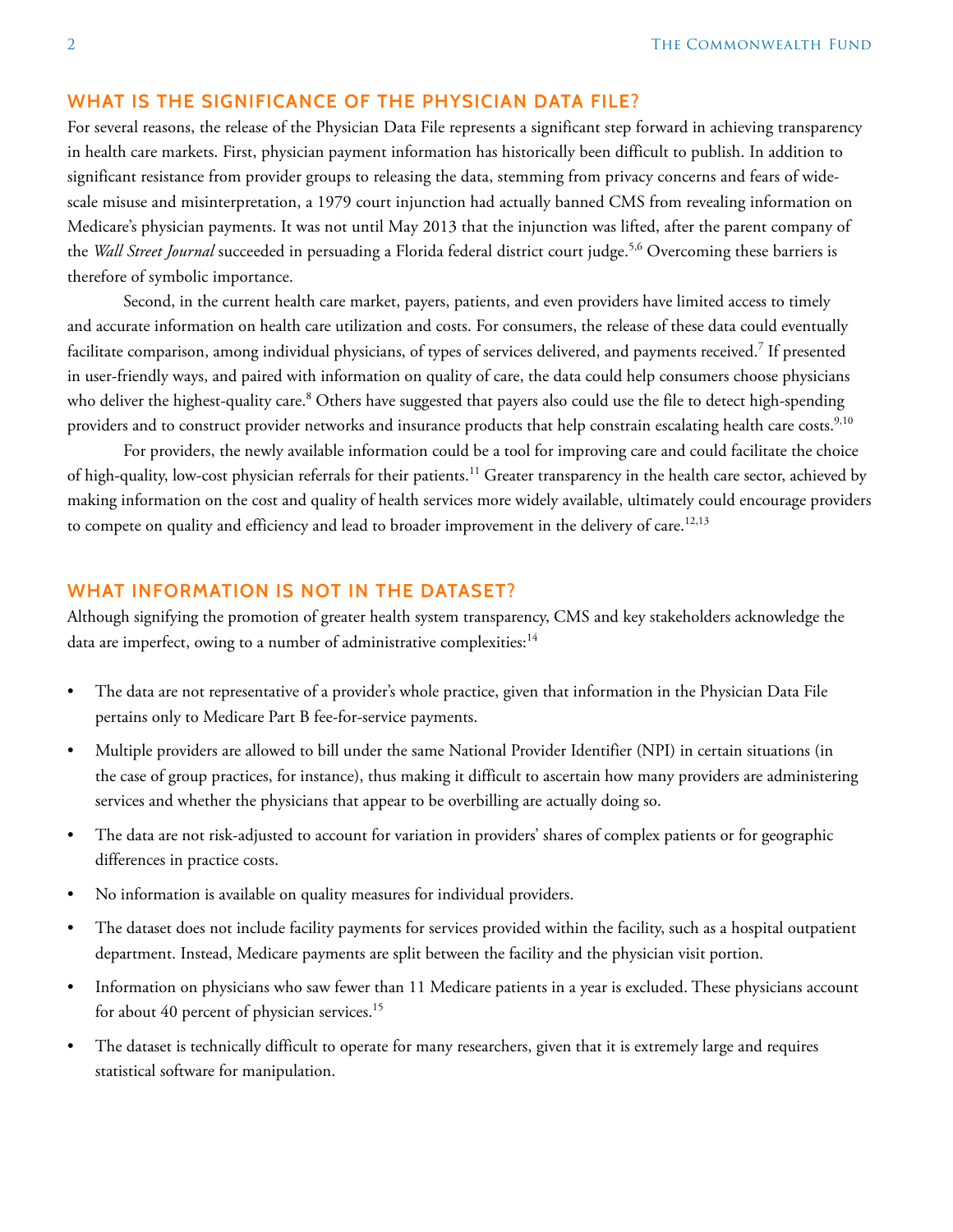## WHAT IS THE SIGNIFICANCE OF THE PHYSICIAN DATA FILE?

For several reasons, the release of the Physician Data File represents a significant step forward in achieving transparency in health care markets. First, physician payment information has historically been difficult to publish. In addition to significant resistance from provider groups to releasing the data, stemming from privacy concerns and fears of wide-scale misuse and misinterpretation, a 1979 court injunction had actually banned CMS from revealing information on Medicare's physician payments. It was not until May 2013 that the injunction was lifted, after the parent company of the *Wall Street Journal* succeeded in persuading a Florida federal district court judge.[5,6] Overcoming these barriers is therefore of symbolic importance.

Second, in the current health care market, payers, patients, and even providers have limited access to timely and accurate information on health care utilization and costs. For consumers, the release of these data could eventually facilitate comparison, among individual physicians, of types of services delivered, and payments received.[7] If presented in user-friendly ways, and paired with information on quality of care, the data could help consumers choose physicians who deliver the highest-quality care.[8] Others have suggested that payers also could use the file to detect high-spending providers and to construct provider networks and insurance products that help constrain escalating health care costs.[9,10]

For providers, the newly available information could be a tool for improving care and could facilitate the choice of high-quality, low-cost physician referrals for their patients.[11] Greater transparency in the health care sector, achieved by making information on the cost and quality of health services more widely available, ultimately could encourage providers to compete on quality and efficiency and lead to broader improvement in the delivery of care.[12,13]

## WHAT INFORMATION IS NOT IN THE DATASET?

Although signifying the promotion of greater health system transparency, CMS and key stakeholders acknowledge the data are imperfect, owing to a number of administrative complexities:[14]

- The data are not representative of a provider's whole practice, given that information in the Physician Data File pertains only to Medicare Part B fee-for-service payments.
- Multiple providers are allowed to bill under the same National Provider Identifier (NPI) in certain situations (in the case of group practices, for instance), thus making it difficult to ascertain how many providers are administering services and whether the physicians that appear to be overbilling are actually doing so.
- The data are not risk-adjusted to account for variation in providers' shares of complex patients or for geographic differences in practice costs.
- No information is available on quality measures for individual providers.
- The dataset does not include facility payments for services provided within the facility, such as a hospital outpatient department. Instead, Medicare payments are split between the facility and the physician visit portion.
- Information on physicians who saw fewer than 11 Medicare patients in a year is excluded. These physicians account for about 40 percent of physician services.[15]
- The dataset is technically difficult to operate for many researchers, given that it is extremely large and requires statistical software for manipulation.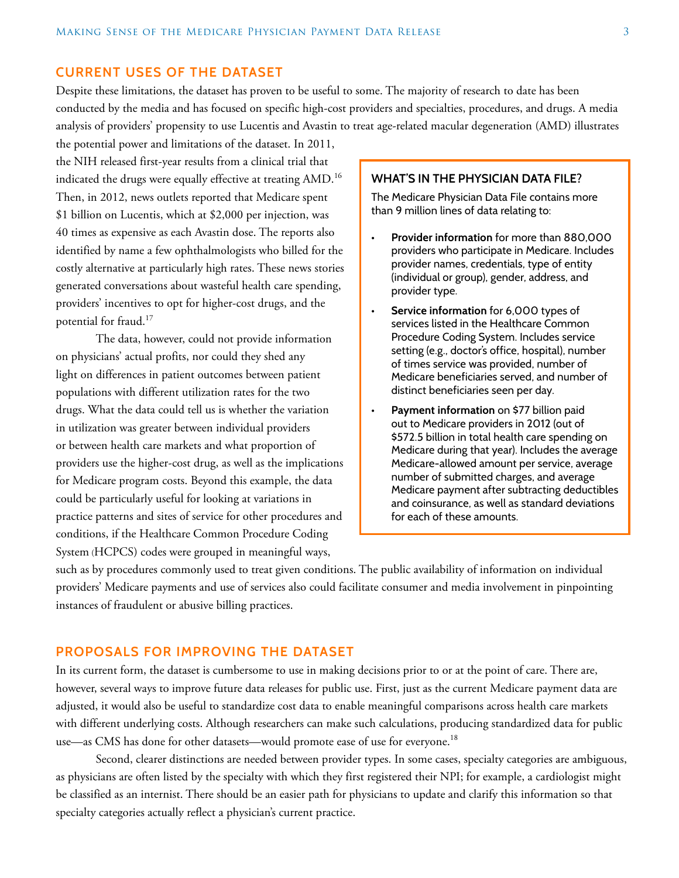## CURRENT USES OF THE DATASET

Despite these limitations, the dataset has proven to be useful to some. The majority of research to date has been conducted by the media and has focused on specific high-cost providers and specialties, procedures, and drugs. A media analysis of providers' propensity to use Lucentis and Avastin to treat age-related macular degeneration (AMD) illustrates the potential power and limitations of the dataset. In 2011, the NIH released first-year results from a clinical trial that indicated the drugs were equally effective at treating AMD.[16] Then, in 2012, news outlets reported that Medicare spent $1 billion on Lucentis, which at $2,000 per injection, was 40 times as expensive as each Avastin dose. The reports also identified by name a few ophthalmologists who billed for the costly alternative at particularly high rates. These news stories generated conversations about wasteful health care spending, providers' incentives to opt for higher-cost drugs, and the potential for fraud.[17]

The data, however, could not provide information on physicians' actual profits, nor could they shed any light on differences in patient outcomes between patient populations with different utilization rates for the two drugs. What the data could tell us is whether the variation in utilization was greater between individual providers or between health care markets and what proportion of providers use the higher-cost drug, as well as the implications for Medicare program costs. Beyond this example, the data could be particularly useful for looking at variations in practice patterns and sites of service for other procedures and conditions, if the Healthcare Common Procedure Coding System (HCPCS) codes were grouped in meaningful ways, such as by procedures commonly used to treat given conditions. The public availability of information on individual providers' Medicare payments and use of services also could facilitate consumer and media involvement in pinpointing instances of fraudulent or abusive billing practices.

### WHAT'S IN THE PHYSICIAN DATA FILE?

The Medicare Physician Data File contains more than 9 million lines of data relating to:

- **Provider information** for more than 880,000 providers who participate in Medicare. Includes provider names, credentials, type of entity (individual or group), gender, address, and provider type.
- **Service information** for 6,000 types of services listed in the Healthcare Common Procedure Coding System. Includes service setting (e.g., doctor's office, hospital), number of times service was provided, number of Medicare beneficiaries served, and number of distinct beneficiaries seen per day.
- **Payment information** on $77 billion paid out to Medicare providers in 2012 (out of $572.5 billion in total health care spending on Medicare during that year). Includes the average Medicare-allowed amount per service, average number of submitted charges, and average Medicare payment after subtracting deductibles and coinsurance, as well as standard deviations for each of these amounts.

## PROPOSALS FOR IMPROVING THE DATASET

In its current form, the dataset is cumbersome to use in making decisions prior to or at the point of care. There are, however, several ways to improve future data releases for public use. First, just as the current Medicare payment data are adjusted, it would also be useful to standardize cost data to enable meaningful comparisons across health care markets with different underlying costs. Although researchers can make such calculations, producing standardized data for public use—as CMS has done for other datasets—would promote ease of use for everyone.[18]

Second, clearer distinctions are needed between provider types. In some cases, specialty categories are ambiguous, as physicians are often listed by the specialty with which they first registered their NPI; for example, a cardiologist might be classified as an internist. There should be an easier path for physicians to update and clarify this information so that specialty categories actually reflect a physician's current practice.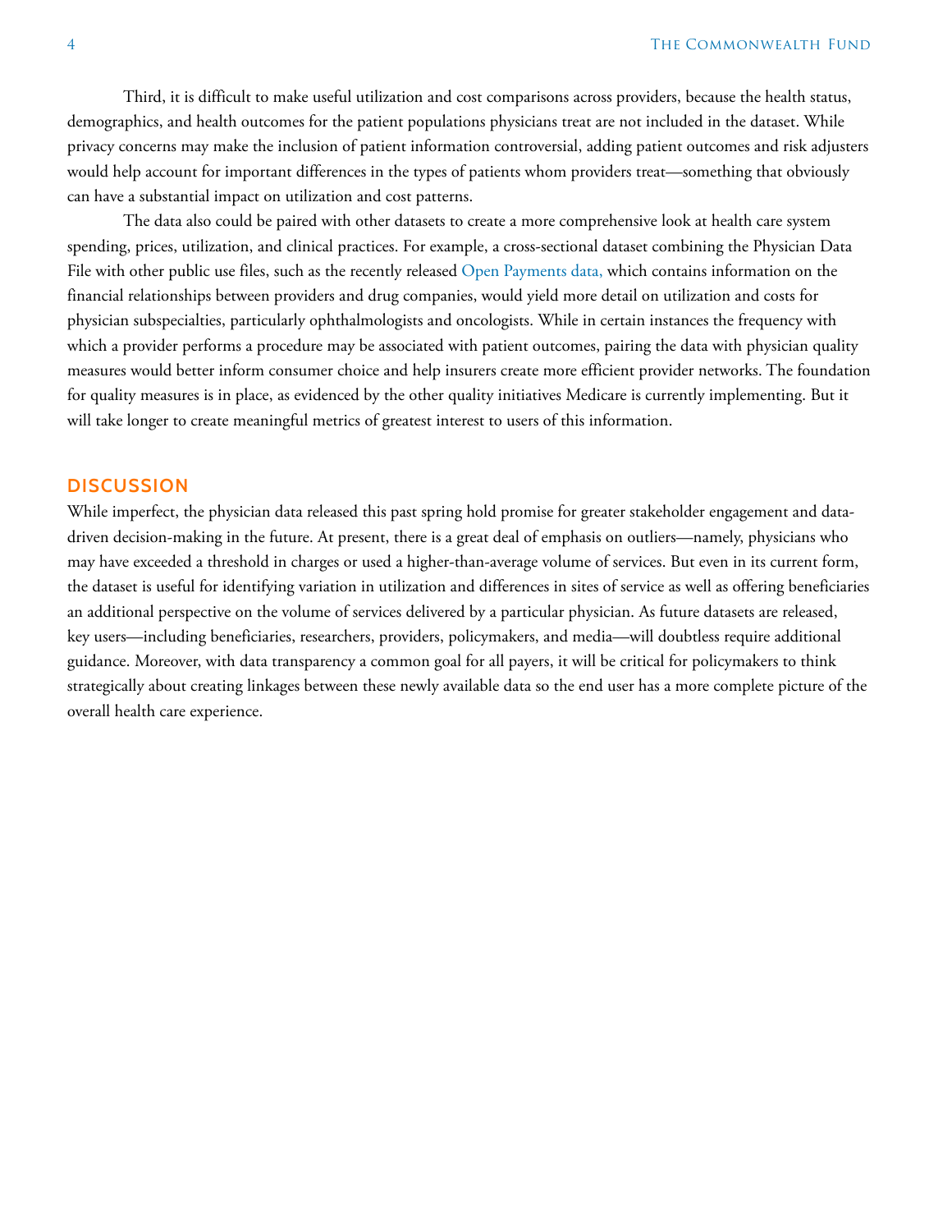Third, it is difficult to make useful utilization and cost comparisons across providers, because the health status, demographics, and health outcomes for the patient populations physicians treat are not included in the dataset. While privacy concerns may make the inclusion of patient information controversial, adding patient outcomes and risk adjusters would help account for important differences in the types of patients whom providers treat—something that obviously can have a substantial impact on utilization and cost patterns.

The data also could be paired with other datasets to create a more comprehensive look at health care system spending, prices, utilization, and clinical practices. For example, a cross-sectional dataset combining the Physician Data File with other public use files, such as the recently released Open Payments data, which contains information on the financial relationships between providers and drug companies, would yield more detail on utilization and costs for physician subspecialties, particularly ophthalmologists and oncologists. While in certain instances the frequency with which a provider performs a procedure may be associated with patient outcomes, pairing the data with physician quality measures would better inform consumer choice and help insurers create more efficient provider networks. The foundation for quality measures is in place, as evidenced by the other quality initiatives Medicare is currently implementing. But it will take longer to create meaningful metrics of greatest interest to users of this information.

## DISCUSSION

While imperfect, the physician data released this past spring hold promise for greater stakeholder engagement and data-driven decision-making in the future. At present, there is a great deal of emphasis on outliers—namely, physicians who may have exceeded a threshold in charges or used a higher-than-average volume of services. But even in its current form, the dataset is useful for identifying variation in utilization and differences in sites of service as well as offering beneficiaries an additional perspective on the volume of services delivered by a particular physician. As future datasets are released, key users—including beneficiaries, researchers, providers, policymakers, and media—will doubtless require additional guidance. Moreover, with data transparency a common goal for all payers, it will be critical for policymakers to think strategically about creating linkages between these newly available data so the end user has a more complete picture of the overall health care experience.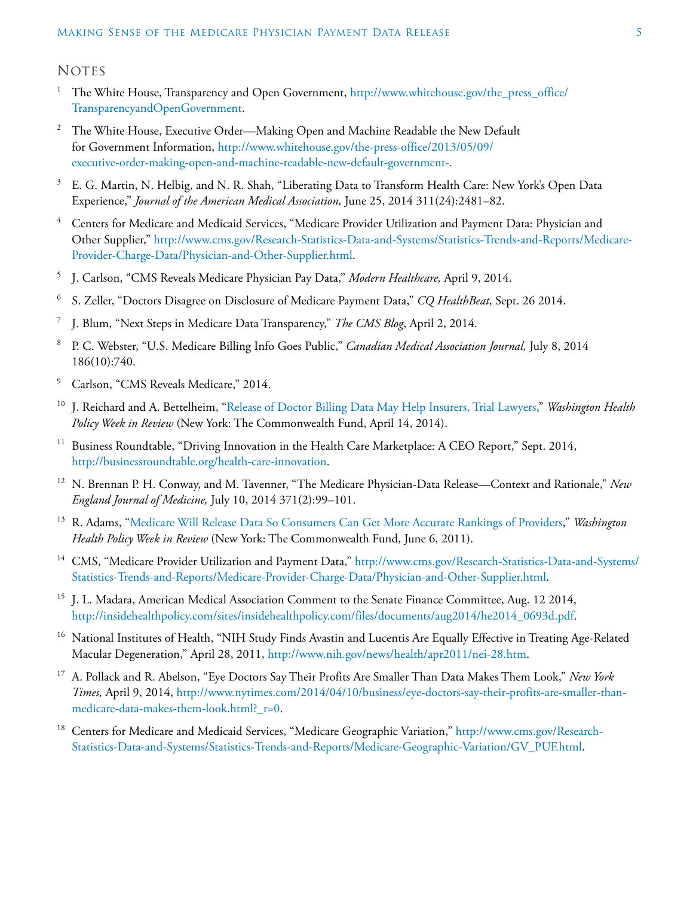## Notes

1. The White House, Transparency and Open Government, http://www.whitehouse.gov/the_press_office/TransparencyandOpenGovernment.

2. The White House, Executive Order—Making Open and Machine Readable the New Default for Government Information, http://www.whitehouse.gov/the-press-office/2013/05/09/executive-order-making-open-and-machine-readable-new-default-government-.

3. E. G. Martin, N. Helbig, and N. R. Shah, "Liberating Data to Transform Health Care: New York's Open Data Experience," *Journal of the American Medical Association,* June 25, 2014 311(24):2481–82.

4. Centers for Medicare and Medicaid Services, "Medicare Provider Utilization and Payment Data: Physician and Other Supplier," http://www.cms.gov/Research-Statistics-Data-and-Systems/Statistics-Trends-and-Reports/Medicare-Provider-Charge-Data/Physician-and-Other-Supplier.html.

5. J. Carlson, "CMS Reveals Medicare Physician Pay Data," *Modern Healthcare,* April 9, 2014.

6. S. Zeller, "Doctors Disagree on Disclosure of Medicare Payment Data," *CQ HealthBeat*, Sept. 26 2014.

7. J. Blum, "Next Steps in Medicare Data Transparency," *The CMS Blog*, April 2, 2014.

8. P. C. Webster, "U.S. Medicare Billing Info Goes Public," *Canadian Medical Association Journal,* July 8, 2014 186(10):740.

9. Carlson, "CMS Reveals Medicare," 2014.

10. J. Reichard and A. Bettelheim, "Release of Doctor Billing Data May Help Insurers, Trial Lawyers," *Washington Health Policy Week in Review* (New York: The Commonwealth Fund, April 14, 2014).

11. Business Roundtable, "Driving Innovation in the Health Care Marketplace: A CEO Report," Sept. 2014, http://businessroundtable.org/health-care-innovation.

12. N. Brennan P. H. Conway, and M. Tavenner, "The Medicare Physician-Data Release—Context and Rationale," *New England Journal of Medicine,* July 10, 2014 371(2):99–101.

13. R. Adams, "Medicare Will Release Data So Consumers Can Get More Accurate Rankings of Providers," *Washington Health Policy Week in Review* (New York: The Commonwealth Fund, June 6, 2011).

14. CMS, "Medicare Provider Utilization and Payment Data," http://www.cms.gov/Research-Statistics-Data-and-Systems/Statistics-Trends-and-Reports/Medicare-Provider-Charge-Data/Physician-and-Other-Supplier.html.

15. J. L. Madara, American Medical Association Comment to the Senate Finance Committee, Aug. 12 2014, http://insidehealthpolicy.com/sites/insidehealthpolicy.com/files/documents/aug2014/he2014_0693d.pdf.

16. National Institutes of Health, "NIH Study Finds Avastin and Lucentis Are Equally Effective in Treating Age-Related Macular Degeneration," April 28, 2011, http://www.nih.gov/news/health/apr2011/nei-28.htm.

17. A. Pollack and R. Abelson, "Eye Doctors Say Their Profits Are Smaller Than Data Makes Them Look," *New York Times,* April 9, 2014, http://www.nytimes.com/2014/04/10/business/eye-doctors-say-their-profits-are-smaller-than-medicare-data-makes-them-look.html?_r=0.

18. Centers for Medicare and Medicaid Services, "Medicare Geographic Variation," http://www.cms.gov/Research-Statistics-Data-and-Systems/Statistics-Trends-and-Reports/Medicare-Geographic-Variation/GV_PUF.html.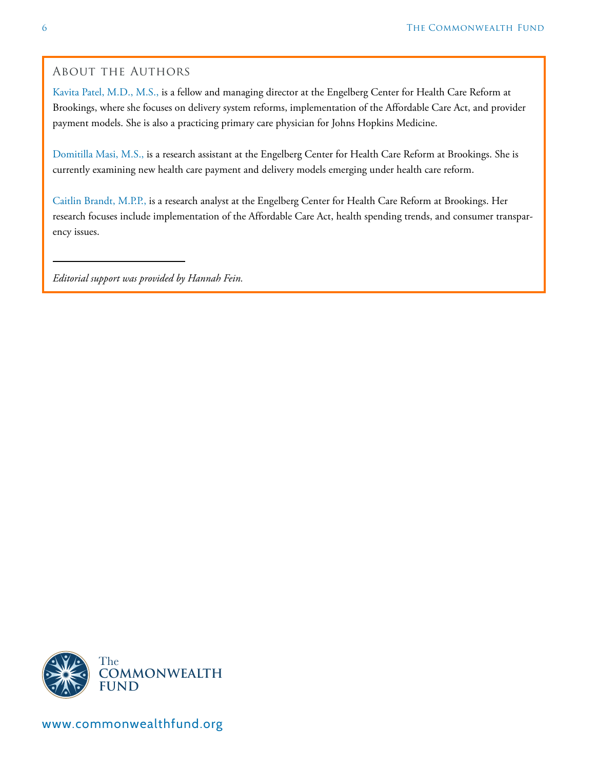## About the Authors

Kavita Patel, M.D., M.S., is a fellow and managing director at the Engelberg Center for Health Care Reform at Brookings, where she focuses on delivery system reforms, implementation of the Affordable Care Act, and provider payment models. She is also a practicing primary care physician for Johns Hopkins Medicine.

Domitilla Masi, M.S., is a research assistant at the Engelberg Center for Health Care Reform at Brookings. She is currently examining new health care payment and delivery models emerging under health care reform.

Caitlin Brandt, M.P.P., is a research analyst at the Engelberg Center for Health Care Reform at Brookings. Her research focuses include implementation of the Affordable Care Act, health spending trends, and consumer transparency issues.

---

*Editorial support was provided by Hannah Fein.*

The COMMONWEALTH FUND

www.commonwealthfund.org